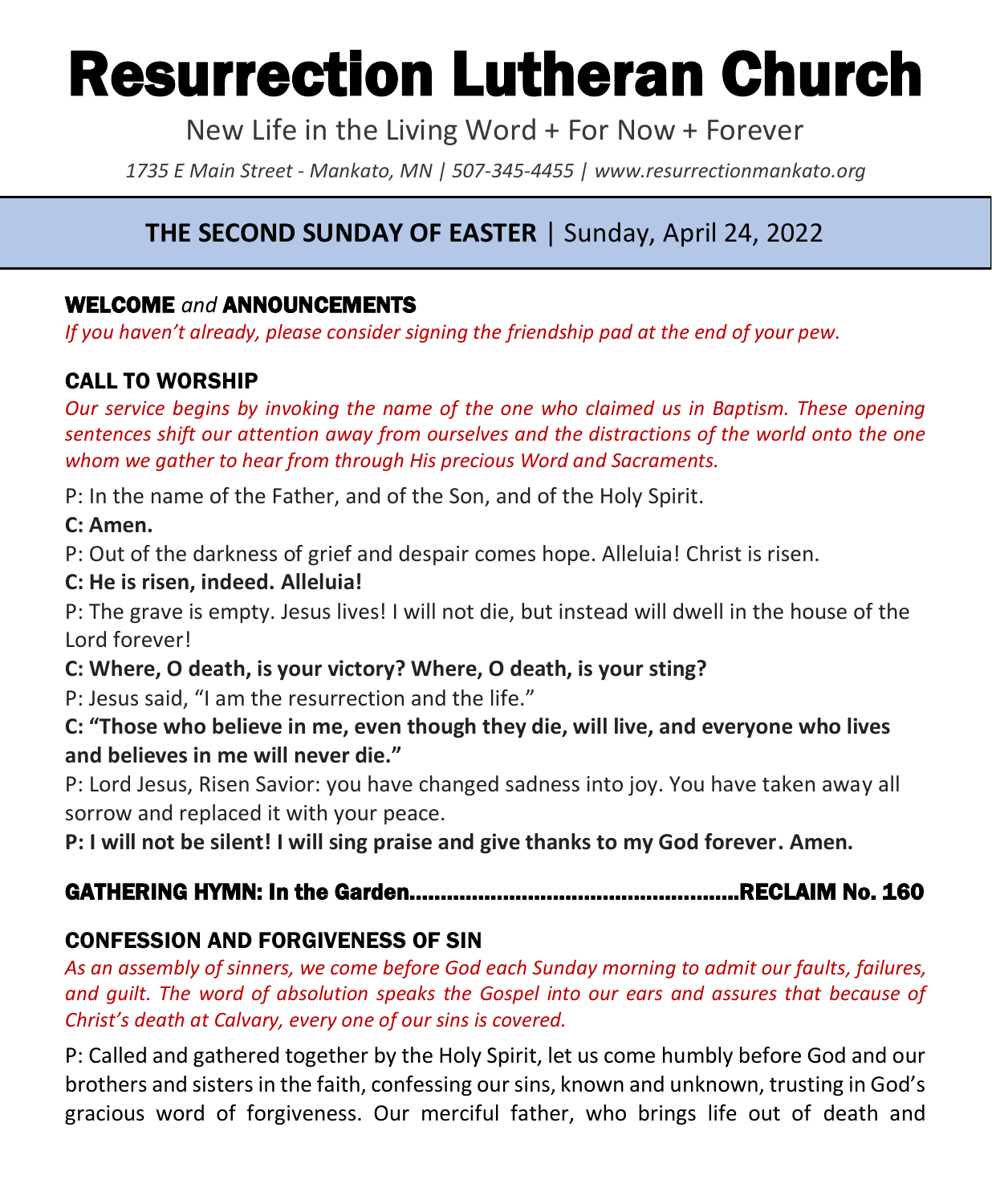# Resurrection Lutheran Church

New Life in the Living Word + For Now + Forever

*1735 E Main Street - Mankato, MN | 507-345-4455 | www.resurrectionmankato.org*

## **THE SECOND SUNDAY OF EASTER** | Sunday, April 24, 2022

### WELCOME *and* ANNOUNCEMENTS

*If you haven't already, please consider signing the friendship pad at the end of your pew.*

### CALL TO WORSHIP

*Our service begins by invoking the name of the one who claimed us in Baptism. These opening sentences shift our attention away from ourselves and the distractions of the world onto the one whom we gather to hear from through His precious Word and Sacraments.*

P: In the name of the Father, and of the Son, and of the Holy Spirit.

**C: Amen.**

P: Out of the darkness of grief and despair comes hope. Alleluia! Christ is risen.

**C: He is risen, indeed. Alleluia!**

P: The grave is empty. Jesus lives! I will not die, but instead will dwell in the house of the Lord forever!

**C: Where, O death, is your victory? Where, O death, is your sting?**

P: Jesus said, "I am the resurrection and the life."

**C: "Those who believe in me, even though they die, will live, and everyone who lives and believes in me will never die."**

P: Lord Jesus, Risen Savior: you have changed sadness into joy. You have taken away all sorrow and replaced it with your peace.

**P: I will not be silent! I will sing praise and give thanks to my God forever. Amen.**

### GATHERING HYMN: In the Garden.....................................................RECLAIM No. 160

### CONFESSION AND FORGIVENESS OF SIN

*As an assembly of sinners, we come before God each Sunday morning to admit our faults, failures, and guilt. The word of absolution speaks the Gospel into our ears and assures that because of Christ's death at Calvary, every one of our sins is covered.*

P: Called and gathered together by the Holy Spirit, let us come humbly before God and our brothers and sisters in the faith, confessing our sins, known and unknown, trusting in God's gracious word of forgiveness. Our merciful father, who brings life out of death and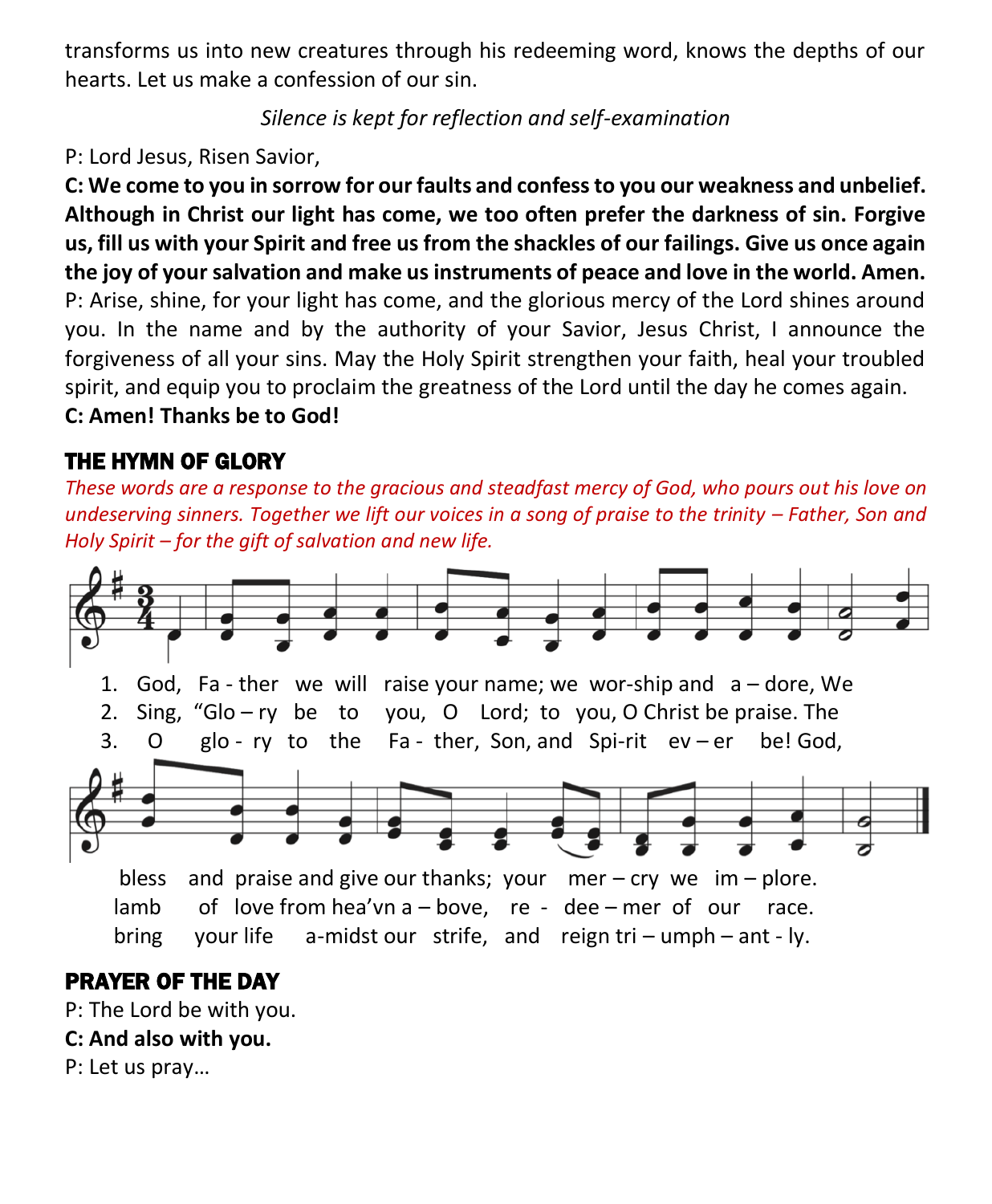transforms us into new creatures through his redeeming word, knows the depths of our hearts. Let us make a confession of our sin.

*Silence is kept for reflection and self-examination*

P: Lord Jesus, Risen Savior,

**C: We come to you in sorrow for our faults and confess to you our weakness and unbelief. Although in Christ our light has come, we too often prefer the darkness of sin. Forgive us, fill us with your Spirit and free us from the shackles of our failings. Give us once again the joy of your salvation and make us instruments of peace and love in the world. Amen.**

P: Arise, shine, for your light has come, and the glorious mercy of the Lord shines around you. In the name and by the authority of your Savior, Jesus Christ, I announce the forgiveness of all your sins. May the Holy Spirit strengthen your faith, heal your troubled spirit, and equip you to proclaim the greatness of the Lord until the day he comes again.

**C: Amen! Thanks be to God!**

## THE HYMN OF GLORY

*These words are a response to the gracious and steadfast mercy of God, who pours out his love on undeserving sinners. Together we lift our voices in a song of praise to the trinity – Father, Son and Holy Spirit – for the gift of salvation and new life.*

1. God, Fa - ther we will raise your name; we wor-ship and a – dore, We bless and praise and give our thanks; your mer – cry we im – plore.
2. Sing, "Glo – ry be to you, O Lord; to you, O Christ be praise. The lamb of love from hea'vn a – bove, re - dee – mer of our race.
3. O glo - ry to the Fa - ther, Son, and Spi-rit ev – er be! God, bring your life a-midst our strife, and reign tri – umph – ant - ly.

## PRAYER OF THE DAY

P: The Lord be with you.

**C: And also with you.**

P: Let us pray…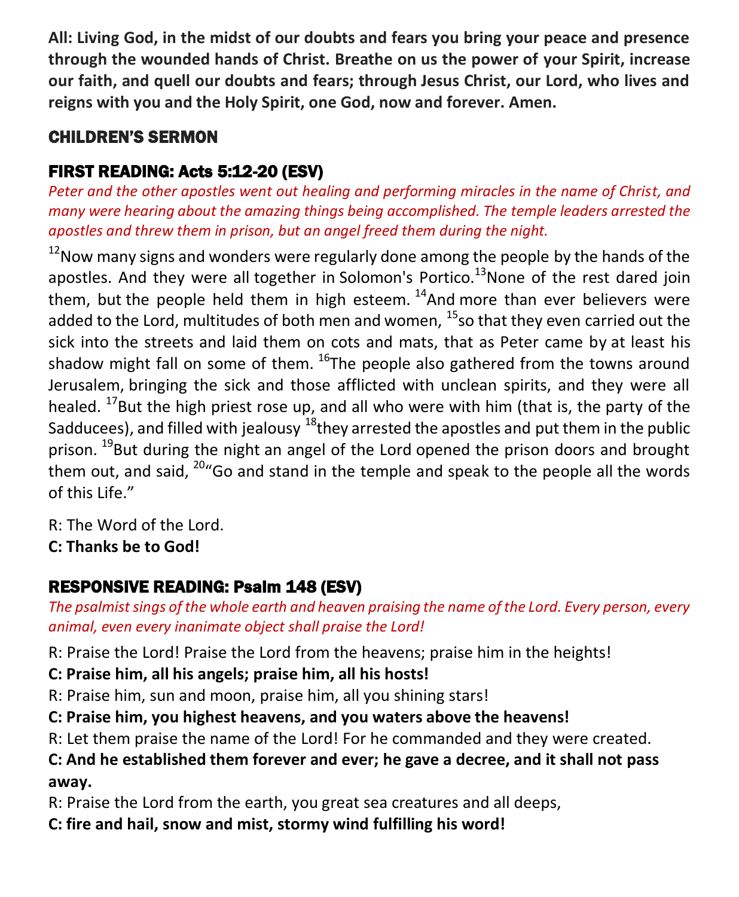**All: Living God, in the midst of our doubts and fears you bring your peace and presence through the wounded hands of Christ. Breathe on us the power of your Spirit, increase our faith, and quell our doubts and fears; through Jesus Christ, our Lord, who lives and reigns with you and the Holy Spirit, one God, now and forever. Amen.**

## CHILDREN'S SERMON

## FIRST READING: Acts 5:12-20 (ESV)

*Peter and the other apostles went out healing and performing miracles in the name of Christ, and many were hearing about the amazing things being accomplished. The temple leaders arrested the apostles and threw them in prison, but an angel freed them during the night.*

[12]Now many signs and wonders were regularly done among the people by the hands of the apostles. And they were all together in Solomon's Portico.[13]None of the rest dared join them, but the people held them in high esteem. [14]And more than ever believers were added to the Lord, multitudes of both men and women, [15]so that they even carried out the sick into the streets and laid them on cots and mats, that as Peter came by at least his shadow might fall on some of them. [16]The people also gathered from the towns around Jerusalem, bringing the sick and those afflicted with unclean spirits, and they were all healed. [17]But the high priest rose up, and all who were with him (that is, the party of the Sadducees), and filled with jealousy [18]they arrested the apostles and put them in the public prison. [19]But during the night an angel of the Lord opened the prison doors and brought them out, and said, [20]"Go and stand in the temple and speak to the people all the words of this Life."

R: The Word of the Lord.
**C: Thanks be to God!**

## RESPONSIVE READING: Psalm 148 (ESV)

*The psalmist sings of the whole earth and heaven praising the name of the Lord. Every person, every animal, even every inanimate object shall praise the Lord!*

R: Praise the Lord! Praise the Lord from the heavens; praise him in the heights!
**C: Praise him, all his angels; praise him, all his hosts!**
R: Praise him, sun and moon, praise him, all you shining stars!
**C: Praise him, you highest heavens, and you waters above the heavens!**
R: Let them praise the name of the Lord! For he commanded and they were created.
**C: And he established them forever and ever; he gave a decree, and it shall not pass away.**
R: Praise the Lord from the earth, you great sea creatures and all deeps,
**C: fire and hail, snow and mist, stormy wind fulfilling his word!**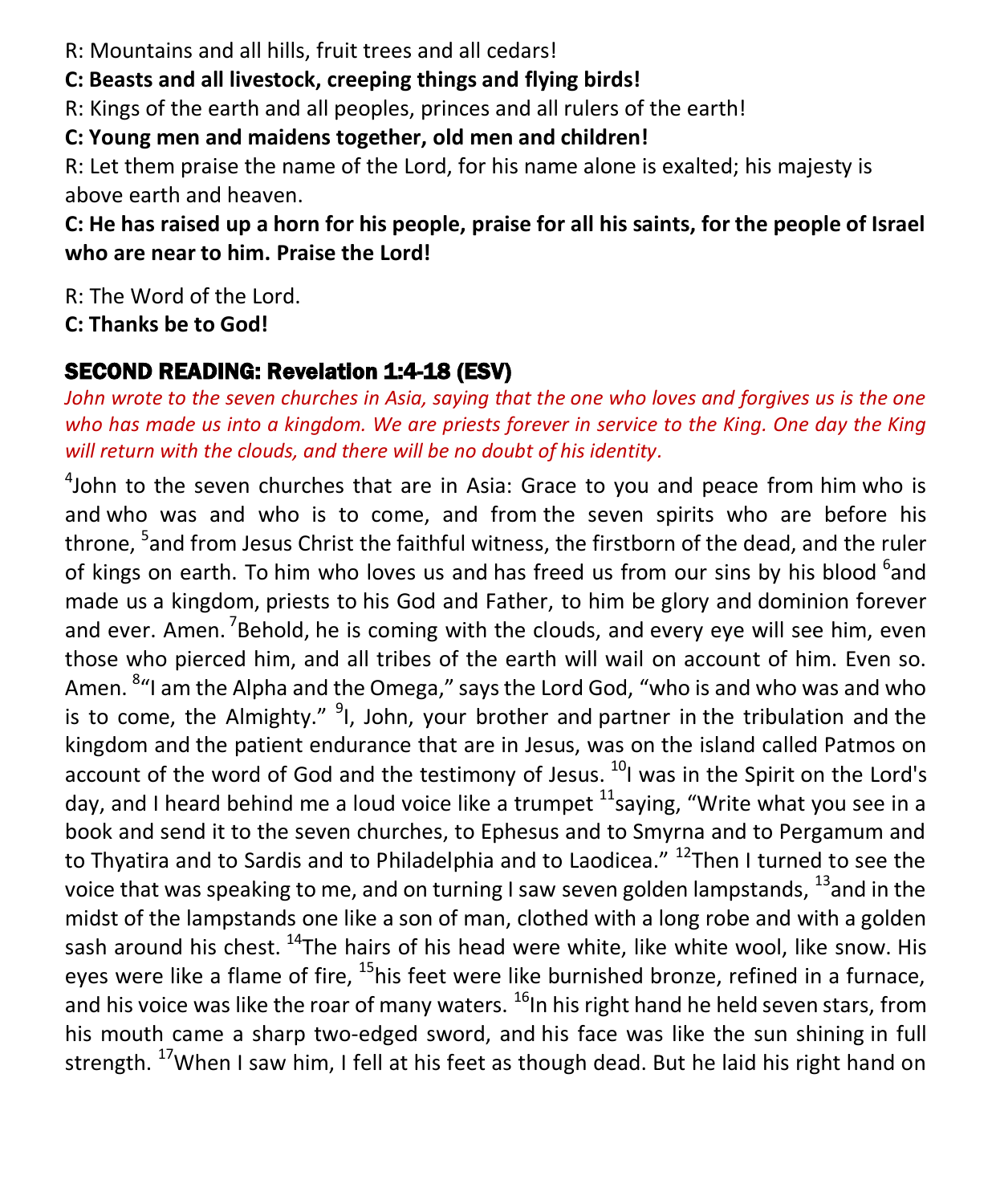R: Mountains and all hills, fruit trees and all cedars!

**C: Beasts and all livestock, creeping things and flying birds!**

R: Kings of the earth and all peoples, princes and all rulers of the earth!

**C: Young men and maidens together, old men and children!**

R: Let them praise the name of the Lord, for his name alone is exalted; his majesty is above earth and heaven.

**C: He has raised up a horn for his people, praise for all his saints, for the people of Israel who are near to him. Praise the Lord!**

R: The Word of the Lord.

**C: Thanks be to God!**

## SECOND READING: Revelation 1:4-18 (ESV)

*John wrote to the seven churches in Asia, saying that the one who loves and forgives us is the one who has made us into a kingdom. We are priests forever in service to the King. One day the King will return with the clouds, and there will be no doubt of his identity.*

[4]John to the seven churches that are in Asia: Grace to you and peace from him who is and who was and who is to come, and from the seven spirits who are before his throne, [5]and from Jesus Christ the faithful witness, the firstborn of the dead, and the ruler of kings on earth. To him who loves us and has freed us from our sins by his blood [6]and made us a kingdom, priests to his God and Father, to him be glory and dominion forever and ever. Amen. [7]Behold, he is coming with the clouds, and every eye will see him, even those who pierced him, and all tribes of the earth will wail on account of him. Even so. Amen. [8]"I am the Alpha and the Omega," says the Lord God, "who is and who was and who is to come, the Almighty." [9]I, John, your brother and partner in the tribulation and the kingdom and the patient endurance that are in Jesus, was on the island called Patmos on account of the word of God and the testimony of Jesus. [10]I was in the Spirit on the Lord's day, and I heard behind me a loud voice like a trumpet [11]saying, "Write what you see in a book and send it to the seven churches, to Ephesus and to Smyrna and to Pergamum and to Thyatira and to Sardis and to Philadelphia and to Laodicea." [12]Then I turned to see the voice that was speaking to me, and on turning I saw seven golden lampstands, [13]and in the midst of the lampstands one like a son of man, clothed with a long robe and with a golden sash around his chest. [14]The hairs of his head were white, like white wool, like snow. His eyes were like a flame of fire, [15]his feet were like burnished bronze, refined in a furnace, and his voice was like the roar of many waters. [16]In his right hand he held seven stars, from his mouth came a sharp two-edged sword, and his face was like the sun shining in full strength. [17]When I saw him, I fell at his feet as though dead. But he laid his right hand on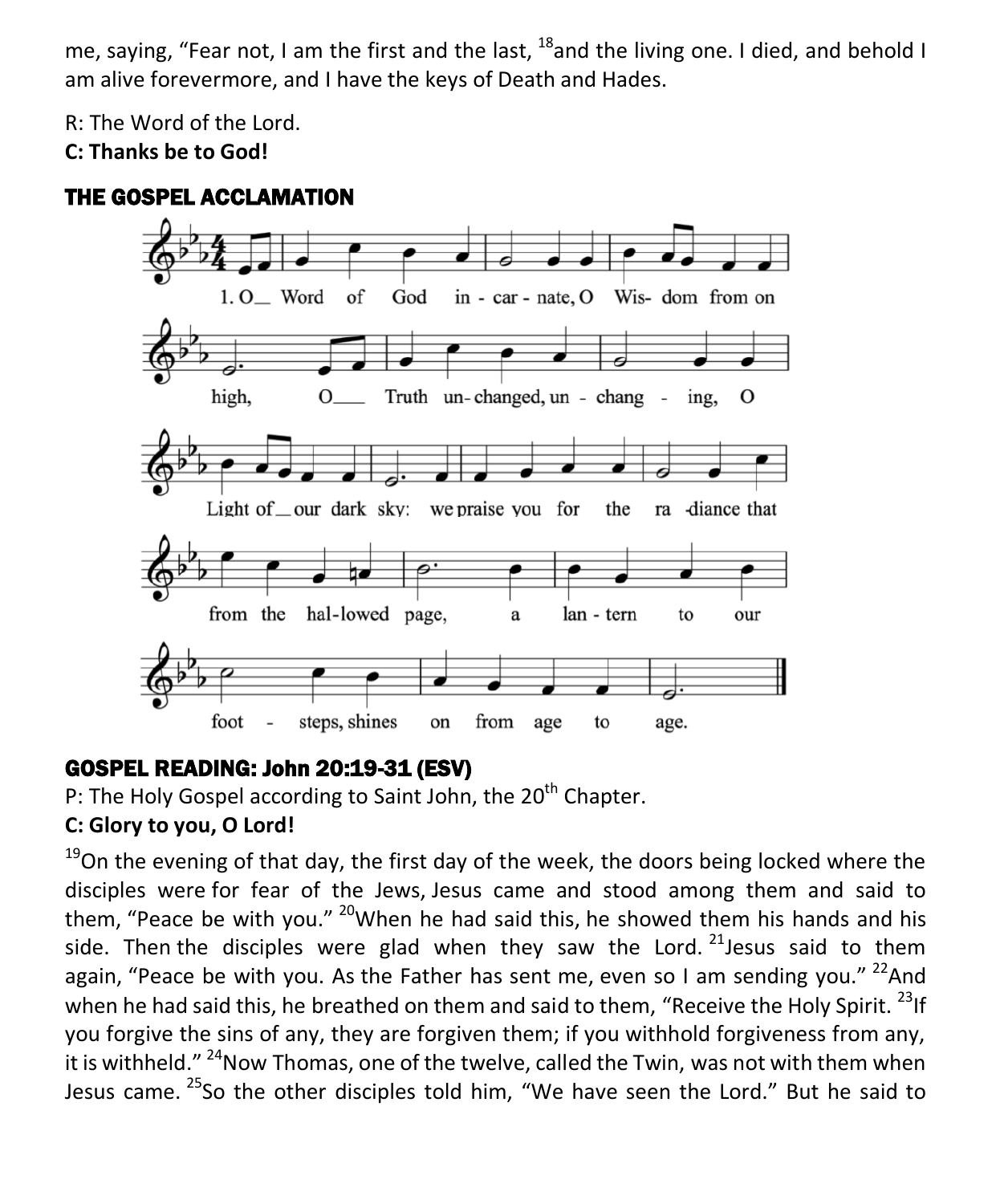me, saying, "Fear not, I am the first and the last, [18]and the living one. I died, and behold I am alive forevermore, and I have the keys of Death and Hades.

R: The Word of the Lord.
**C: Thanks be to God!**

## THE GOSPEL ACCLAMATION

1. O Word of God incarnate, O Wisdom from on high, O Truth unchanged, unchanging, O Light of our dark sky: we praise you for the radiance that from the hallowed page, a lantern to our footsteps, shines on from age to age.

## GOSPEL READING: John 20:19-31 (ESV)

P: The Holy Gospel according to Saint John, the 20th Chapter.
**C: Glory to you, O Lord!**

[19]On the evening of that day, the first day of the week, the doors being locked where the disciples were for fear of the Jews, Jesus came and stood among them and said to them, "Peace be with you." [20]When he had said this, he showed them his hands and his side. Then the disciples were glad when they saw the Lord. [21]Jesus said to them again, "Peace be with you. As the Father has sent me, even so I am sending you." [22]And when he had said this, he breathed on them and said to them, "Receive the Holy Spirit. [23]If you forgive the sins of any, they are forgiven them; if you withhold forgiveness from any, it is withheld." [24]Now Thomas, one of the twelve, called the Twin, was not with them when Jesus came. [25]So the other disciples told him, "We have seen the Lord." But he said to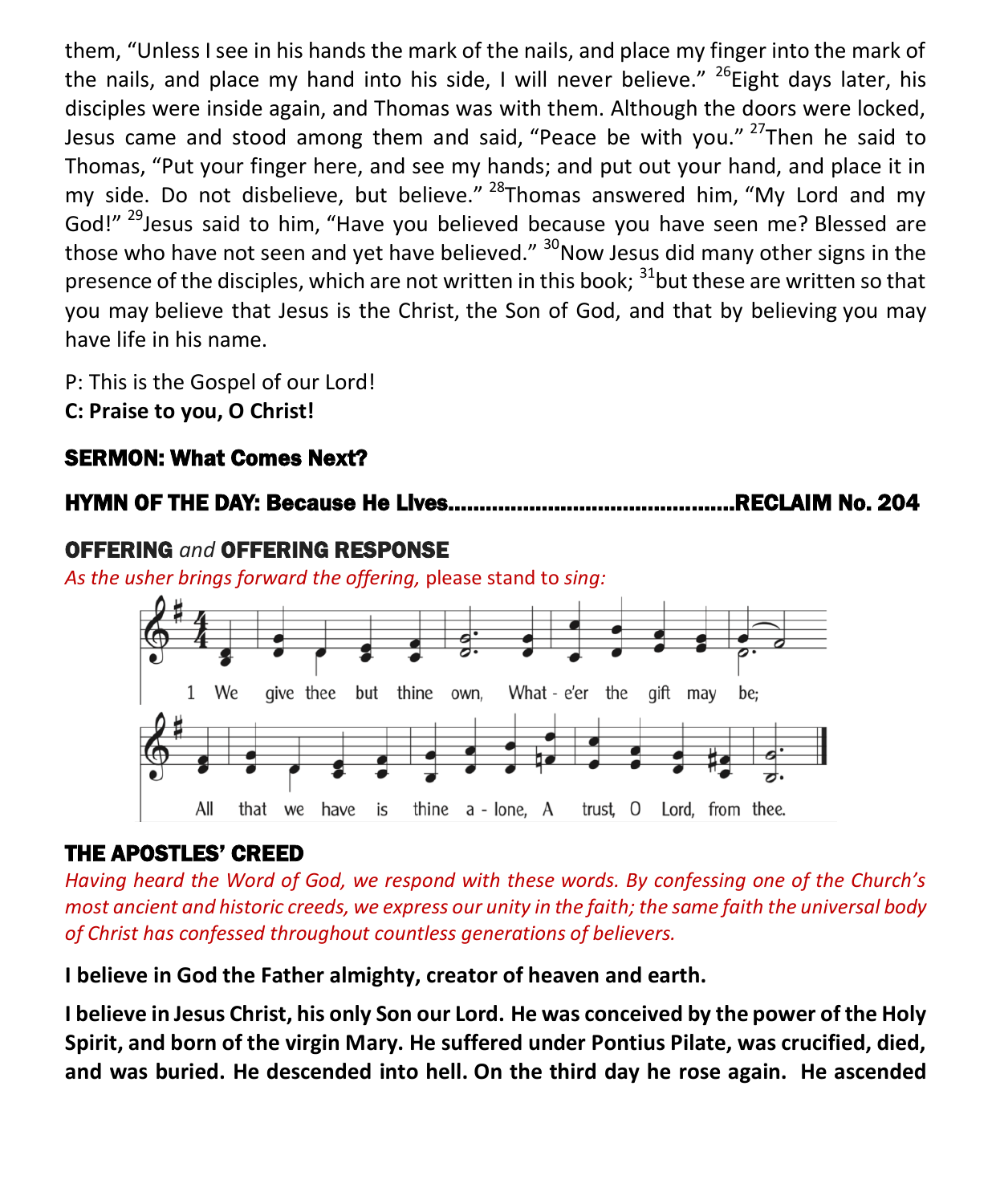them, "Unless I see in his hands the mark of the nails, and place my finger into the mark of the nails, and place my hand into his side, I will never believe." [26]Eight days later, his disciples were inside again, and Thomas was with them. Although the doors were locked, Jesus came and stood among them and said, "Peace be with you." [27]Then he said to Thomas, "Put your finger here, and see my hands; and put out your hand, and place it in my side. Do not disbelieve, but believe." [28]Thomas answered him, "My Lord and my God!" [29]Jesus said to him, "Have you believed because you have seen me? Blessed are those who have not seen and yet have believed." [30]Now Jesus did many other signs in the presence of the disciples, which are not written in this book; [31]but these are written so that you may believe that Jesus is the Christ, the Son of God, and that by believing you may have life in his name.

P: This is the Gospel of our Lord!
**C: Praise to you, O Christ!**

## SERMON: What Comes Next?

## HYMN OF THE DAY: Because He Lives.............................................RECLAIM No. 204

## OFFERING *and* OFFERING RESPONSE

*As the usher brings forward the offering,* please stand to *sing:*

1 We give thee but thine own, What - e'er the gift may be;
All that we have is thine a - lone, A trust, O Lord, from thee.

## THE APOSTLES' CREED

*Having heard the Word of God, we respond with these words. By confessing one of the Church's most ancient and historic creeds, we express our unity in the faith; the same faith the universal body of Christ has confessed throughout countless generations of believers.*

**I believe in God the Father almighty, creator of heaven and earth.**

**I believe in Jesus Christ, his only Son our Lord. He was conceived by the power of the Holy Spirit, and born of the virgin Mary. He suffered under Pontius Pilate, was crucified, died, and was buried. He descended into hell. On the third day he rose again. He ascended**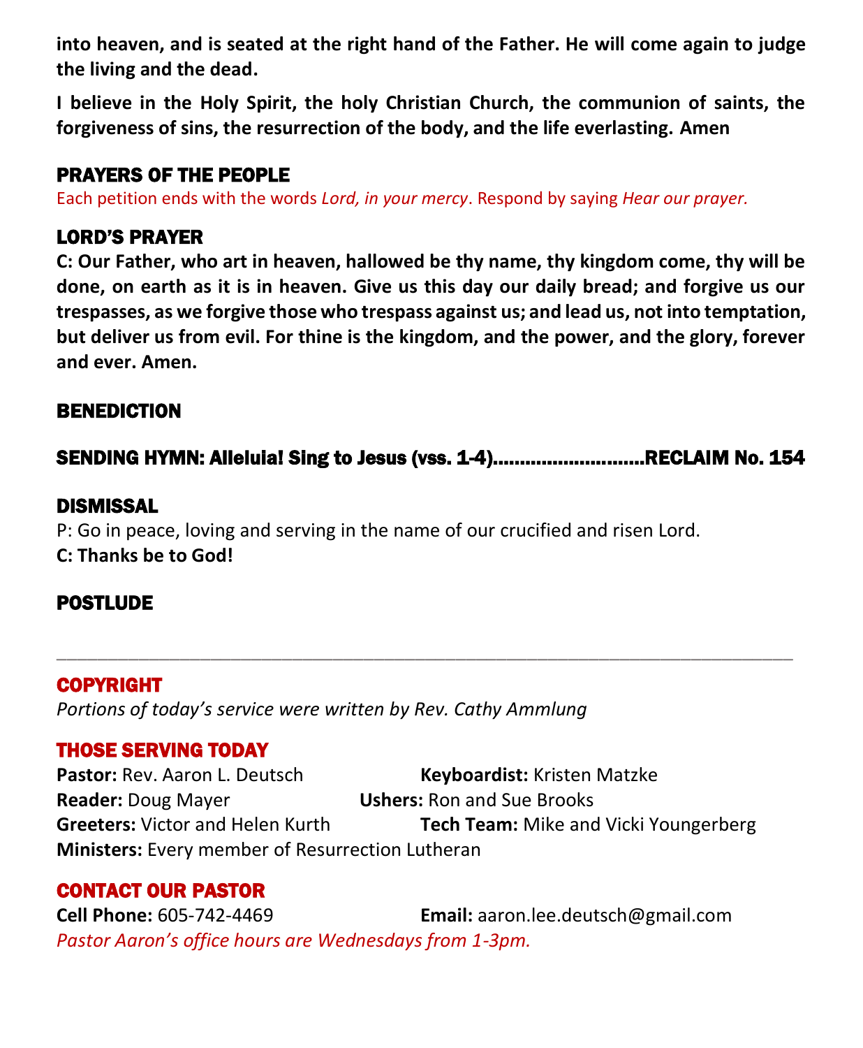**into heaven, and is seated at the right hand of the Father. He will come again to judge the living and the dead.**

**I believe in the Holy Spirit, the holy Christian Church, the communion of saints, the forgiveness of sins, the resurrection of the body, and the life everlasting. Amen**

## PRAYERS OF THE PEOPLE

Each petition ends with the words *Lord, in your mercy*. Respond by saying *Hear our prayer.*

## LORD'S PRAYER

**C: Our Father, who art in heaven, hallowed be thy name, thy kingdom come, thy will be done, on earth as it is in heaven. Give us this day our daily bread; and forgive us our trespasses, as we forgive those who trespass against us; and lead us, not into temptation, but deliver us from evil. For thine is the kingdom, and the power, and the glory, forever and ever. Amen.**

## BENEDICTION

## SENDING HYMN: Alleluia! Sing to Jesus (vss. 1-4)...........................RECLAIM No. 154

## DISMISSAL

P: Go in peace, loving and serving in the name of our crucified and risen Lord.
**C: Thanks be to God!**

## POSTLUDE

---

## COPYRIGHT

*Portions of today's service were written by Rev. Cathy Ammlung*

## THOSE SERVING TODAY

**Pastor:** Rev. Aaron L. Deutsch
**Keyboardist:** Kristen Matzke
**Reader:** Doug Mayer
**Ushers:** Ron and Sue Brooks
**Greeters:** Victor and Helen Kurth
**Tech Team:** Mike and Vicki Youngerberg
**Ministers:** Every member of Resurrection Lutheran

## CONTACT OUR PASTOR

**Cell Phone:** 605-742-4469
**Email:** aaron.lee.deutsch@gmail.com

*Pastor Aaron's office hours are Wednesdays from 1-3pm.*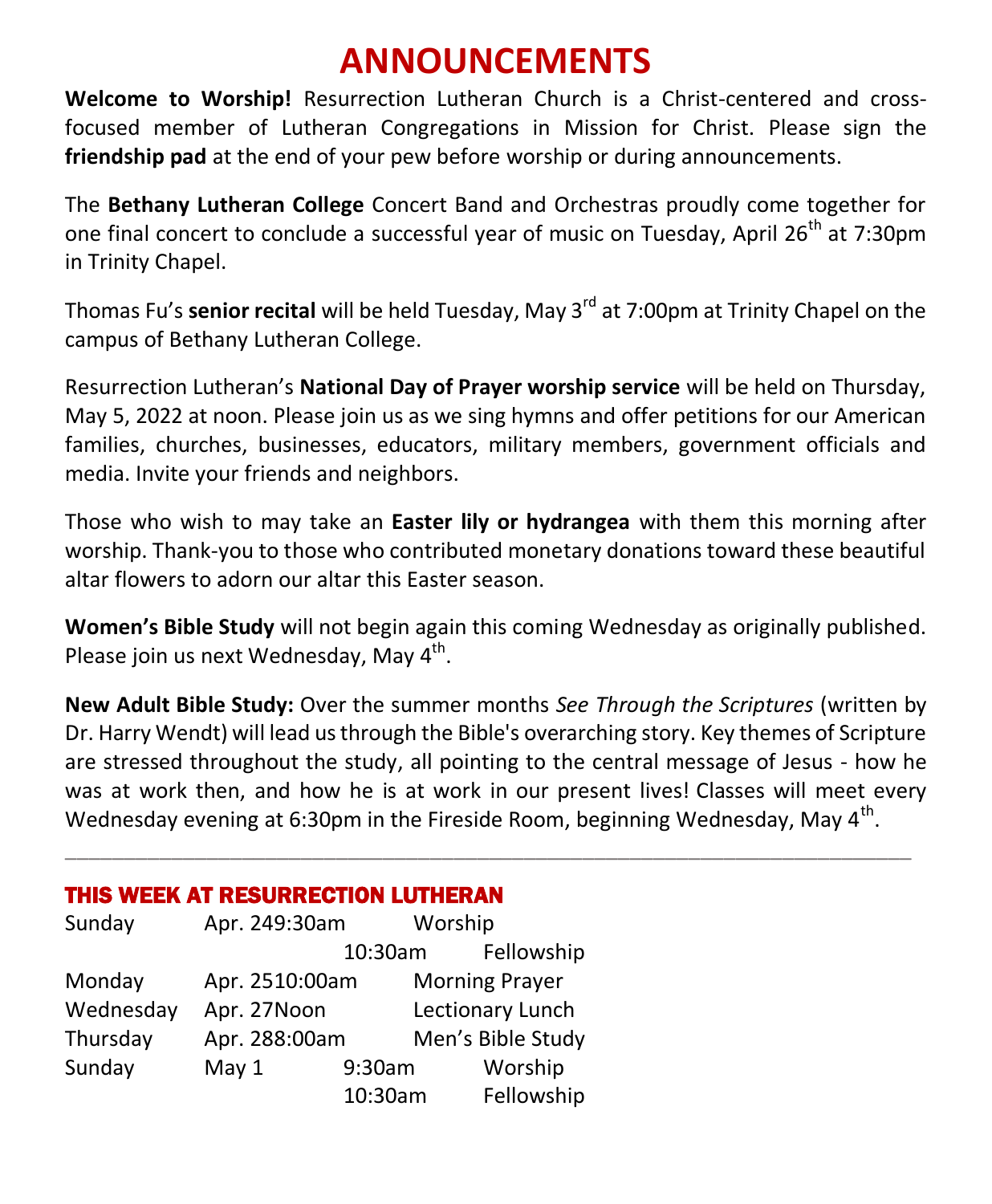# ANNOUNCEMENTS

**Welcome to Worship!** Resurrection Lutheran Church is a Christ-centered and cross-focused member of Lutheran Congregations in Mission for Christ. Please sign the **friendship pad** at the end of your pew before worship or during announcements.

The **Bethany Lutheran College** Concert Band and Orchestras proudly come together for one final concert to conclude a successful year of music on Tuesday, April 26th at 7:30pm in Trinity Chapel.

Thomas Fu's **senior recital** will be held Tuesday, May 3rd at 7:00pm at Trinity Chapel on the campus of Bethany Lutheran College.

Resurrection Lutheran's **National Day of Prayer worship service** will be held on Thursday, May 5, 2022 at noon. Please join us as we sing hymns and offer petitions for our American families, churches, businesses, educators, military members, government officials and media. Invite your friends and neighbors.

Those who wish to may take an **Easter lily or hydrangea** with them this morning after worship. Thank-you to those who contributed monetary donations toward these beautiful altar flowers to adorn our altar this Easter season.

**Women's Bible Study** will not begin again this coming Wednesday as originally published. Please join us next Wednesday, May 4th.

**New Adult Bible Study:** Over the summer months *See Through the Scriptures* (written by Dr. Harry Wendt) will lead us through the Bible's overarching story. Key themes of Scripture are stressed throughout the study, all pointing to the central message of Jesus - how he was at work then, and how he is at work in our present lives! Classes will meet every Wednesday evening at 6:30pm in the Fireside Room, beginning Wednesday, May 4th.

---

## THIS WEEK AT RESURRECTION LUTHERAN

| | | | |
|---|---|---|---|
| Sunday | Apr. 24 | 9:30am | Worship |
| | | 10:30am | Fellowship |
| Monday | Apr. 25 | 10:00am | Morning Prayer |
| Wednesday | Apr. 27 | Noon | Lectionary Lunch |
| Thursday | Apr. 28 | 8:00am | Men's Bible Study |
| Sunday | May 1 | 9:30am | Worship |
| | | 10:30am | Fellowship |